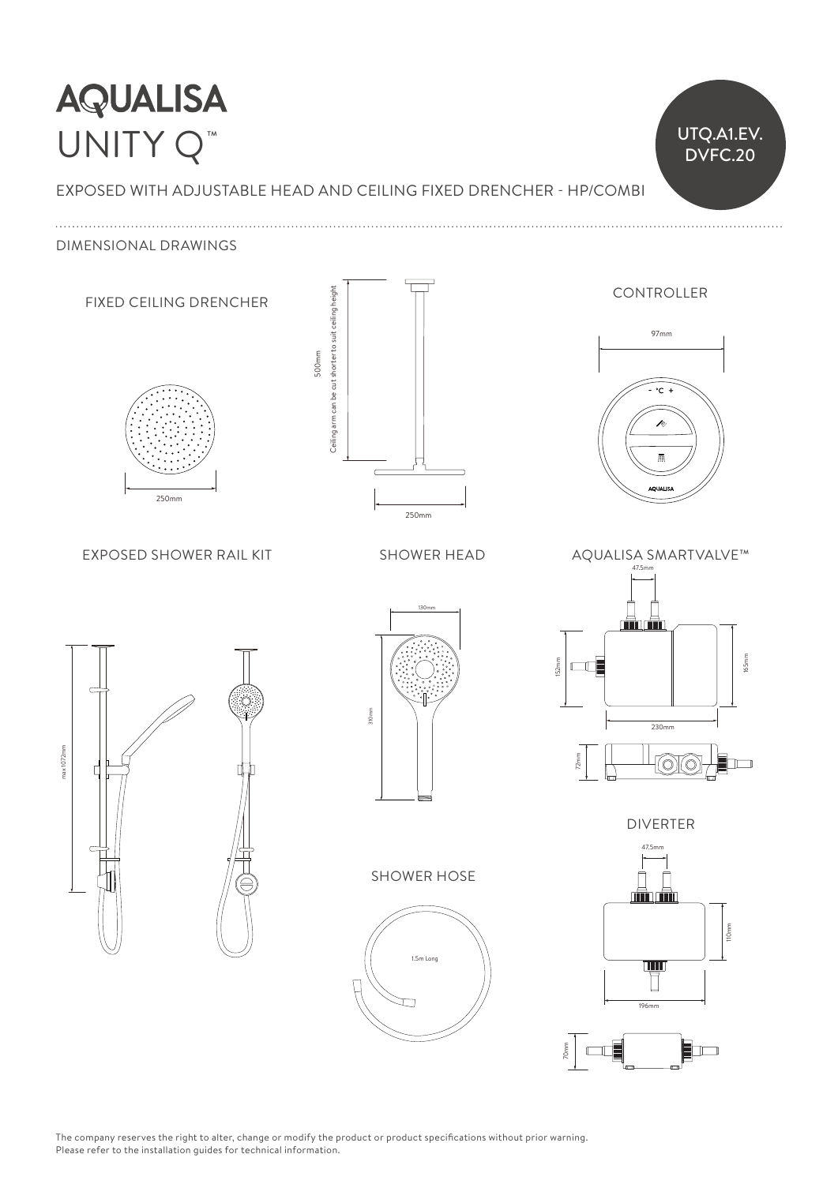# AQUALISA
# UNITY Q™

UTQ.A1.EV.DVFC.20

EXPOSED WITH ADJUSTABLE HEAD AND CEILING FIXED DRENCHER - HP/COMBI

## DIMENSIONAL DRAWINGS

### FIXED CEILING DRENCHER

250mm

500mm

Ceiling arm can be cut shorter to suit ceiling height

250mm

### CONTROLLER

97mm

- °C +

AQUALISA

### EXPOSED SHOWER RAIL KIT

max 1072mm

### SHOWER HEAD

130mm

310mm

### AQUALISA SMARTVALVE™

47.5mm

152mm

165mm

230mm

72mm

### SHOWER HOSE

1.5m Long

### DIVERTER

47.5mm

110mm

196mm

70mm

The company reserves the right to alter, change or modify the product or product specifications without prior warning.
Please refer to the installation guides for technical information.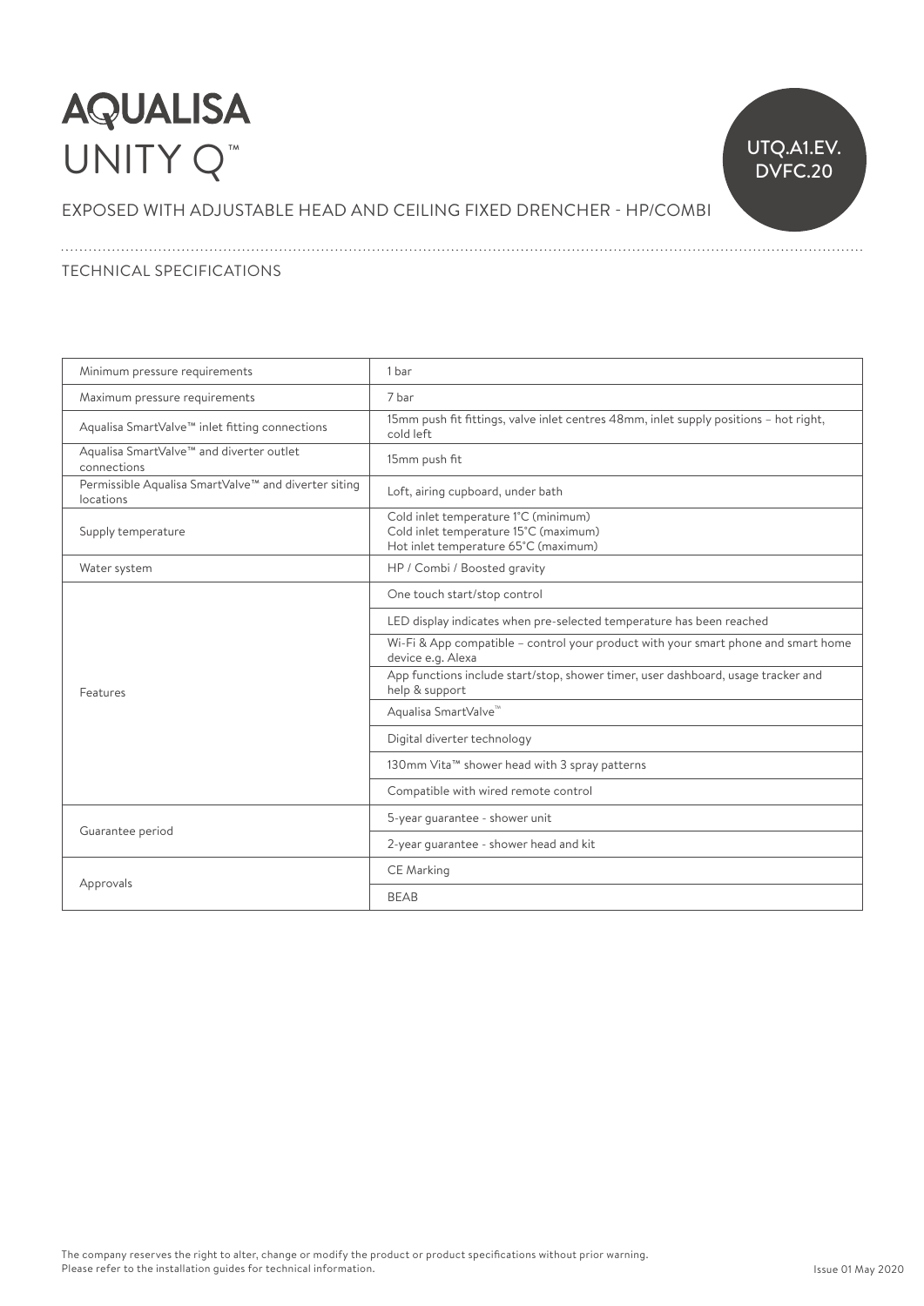# AQUALISA
# UNITY Q™

UTQ.A1.EV.DVFC.20

## EXPOSED WITH ADJUSTABLE HEAD AND CEILING FIXED DRENCHER - HP/COMBI

### TECHNICAL SPECIFICATIONS

| | |
|---|---|
| Minimum pressure requirements | 1 bar |
| Maximum pressure requirements | 7 bar |
| Aqualisa SmartValve™ inlet fitting connections | 15mm push fit fittings, valve inlet centres 48mm, inlet supply positions – hot right, cold left |
| Aqualisa SmartValve™ and diverter outlet connections | 15mm push fit |
| Permissible Aqualisa SmartValve™ and diverter siting locations | Loft, airing cupboard, under bath |
| Supply temperature | Cold inlet temperature 1°C (minimum)<br>Cold inlet temperature 15°C (maximum)<br>Hot inlet temperature 65°C (maximum) |
| Water system | HP / Combi / Boosted gravity |
| Features | One touch start/stop control |
| | LED display indicates when pre-selected temperature has been reached |
| | Wi-Fi & App compatible – control your product with your smart phone and smart home device e.g. Alexa |
| | App functions include start/stop, shower timer, user dashboard, usage tracker and help & support |
| | Aqualisa SmartValve™ |
| | Digital diverter technology |
| | 130mm Vita™ shower head with 3 spray patterns |
| | Compatible with wired remote control |
| Guarantee period | 5-year guarantee - shower unit |
| | 2-year guarantee - shower head and kit |
| Approvals | CE Marking |
| | BEAB |

The company reserves the right to alter, change or modify the product or product specifications without prior warning.
Please refer to the installation guides for technical information.

Issue 01 May 2020